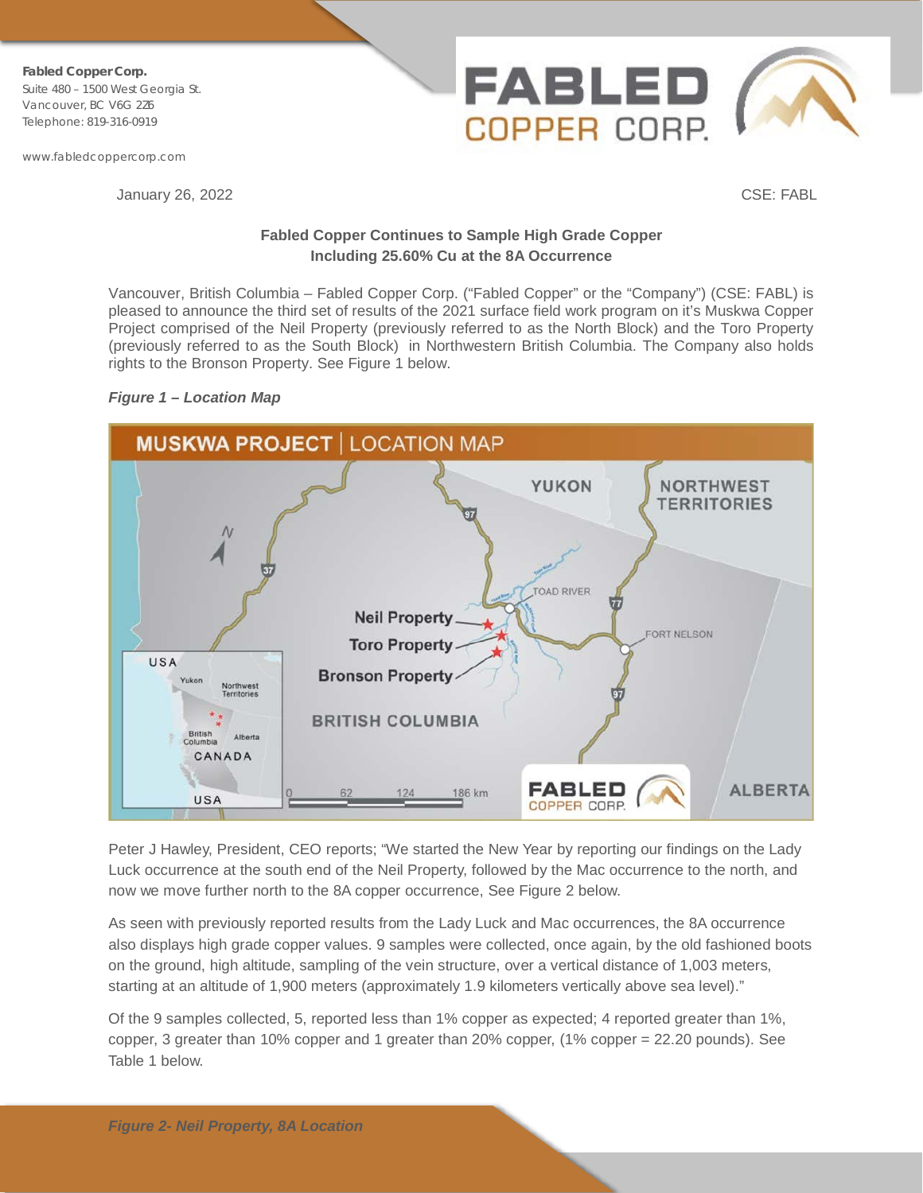Fabled Copper Corp.
Suite 480 – 1500 West Georgia St.
Vancouver, BC V6G 2Z6
Telephone: 819-316-0919

www.fabledcoppercorp.com

January 26, 2022

CSE: FABL

**Fabled Copper Continues to Sample High Grade Copper Including 25.60% Cu at the 8A Occurrence**

Vancouver, British Columbia – Fabled Copper Corp. ("Fabled Copper" or the "Company") (CSE: FABL) is pleased to announce the third set of results of the 2021 surface field work program on it's Muskwa Copper Project comprised of the Neil Property (previously referred to as the North Block) and the Toro Property (previously referred to as the South Block) in Northwestern British Columbia. The Company also holds rights to the Bronson Property. See Figure 1 below.

***Figure 1 – Location Map***

Peter J Hawley, President, CEO reports; "We started the New Year by reporting our findings on the Lady Luck occurrence at the south end of the Neil Property, followed by the Mac occurrence to the north, and now we move further north to the 8A copper occurrence, See Figure 2 below.

As seen with previously reported results from the Lady Luck and Mac occurrences, the 8A occurrence also displays high grade copper values. 9 samples were collected, once again, by the old fashioned boots on the ground, high altitude, sampling of the vein structure, over a vertical distance of 1,003 meters, starting at an altitude of 1,900 meters (approximately 1.9 kilometers vertically above sea level)."

Of the 9 samples collected, 5, reported less than 1% copper as expected; 4 reported greater than 1%, copper, 3 greater than 10% copper and 1 greater than 20% copper, (1% copper = 22.20 pounds). See Table 1 below.

***Figure 2- Neil Property, 8A Location***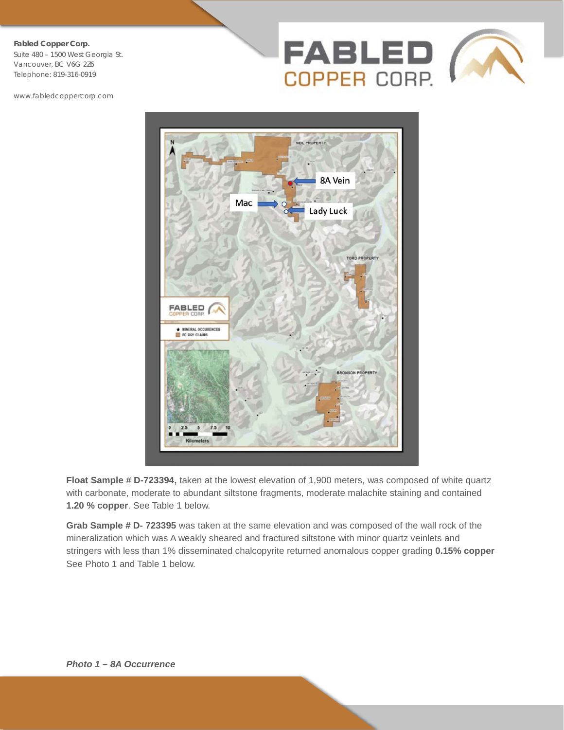**Float Sample # D-723394,** taken at the lowest elevation of 1,900 meters, was composed of white quartz with carbonate, moderate to abundant siltstone fragments, moderate malachite staining and contained **1.20 % copper**. See Table 1 below.

**Grab Sample # D- 723395** was taken at the same elevation and was composed of the wall rock of the mineralization which was A weakly sheared and fractured siltstone with minor quartz veinlets and stringers with less than 1% disseminated chalcopyrite returned anomalous copper grading **0.15% copper** See Photo 1 and Table 1 below.

***Photo 1 – 8A Occurrence***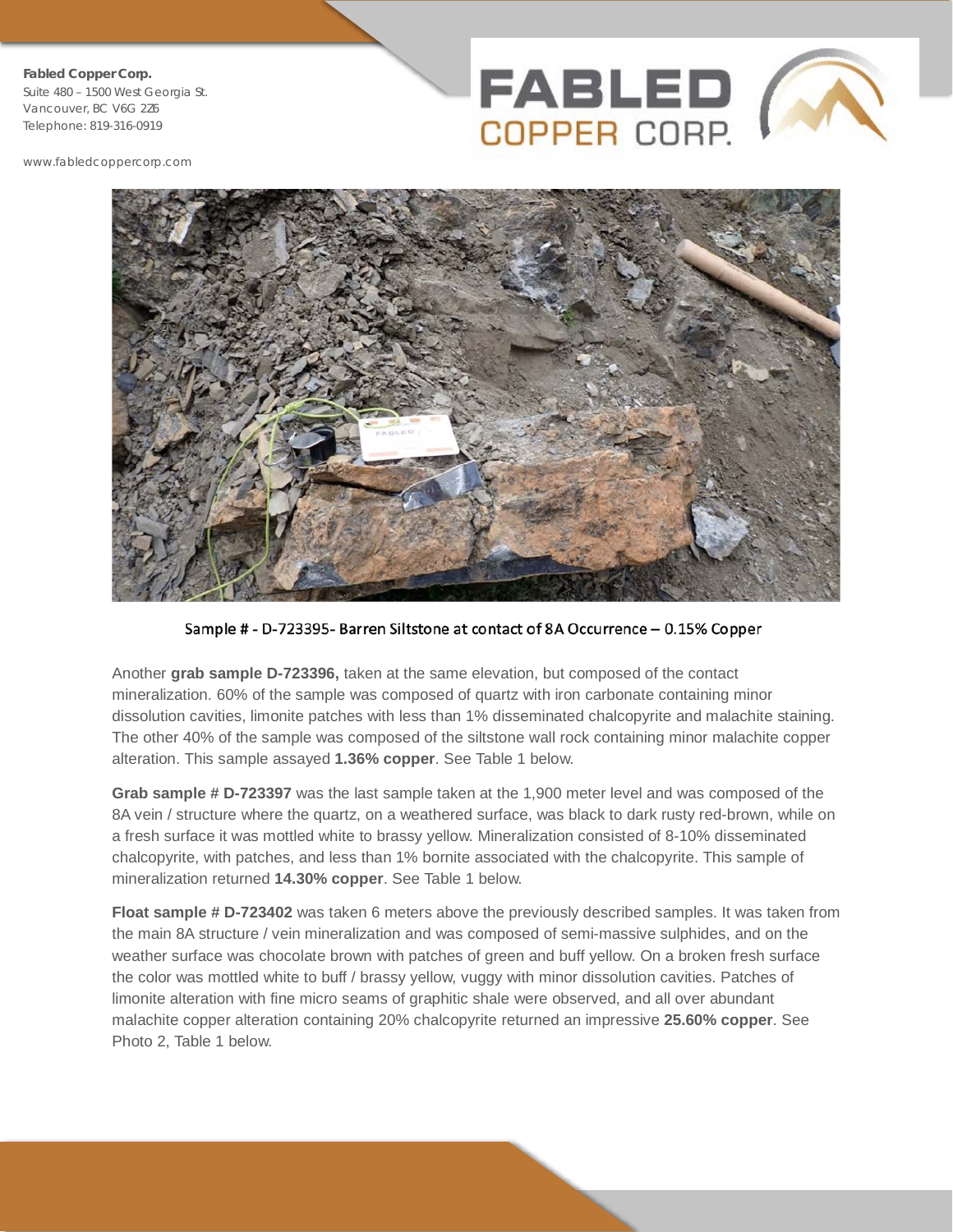Sample # - D-723395- Barren Siltstone at contact of 8A Occurrence – 0.15% Copper

Another **grab sample D-723396,** taken at the same elevation, but composed of the contact mineralization. 60% of the sample was composed of quartz with iron carbonate containing minor dissolution cavities, limonite patches with less than 1% disseminated chalcopyrite and malachite staining. The other 40% of the sample was composed of the siltstone wall rock containing minor malachite copper alteration. This sample assayed **1.36% copper**. See Table 1 below.

**Grab sample # D-723397** was the last sample taken at the 1,900 meter level and was composed of the 8A vein / structure where the quartz, on a weathered surface, was black to dark rusty red-brown, while on a fresh surface it was mottled white to brassy yellow. Mineralization consisted of 8-10% disseminated chalcopyrite, with patches, and less than 1% bornite associated with the chalcopyrite. This sample of mineralization returned **14.30% copper**. See Table 1 below.

**Float sample # D-723402** was taken 6 meters above the previously described samples. It was taken from the main 8A structure / vein mineralization and was composed of semi-massive sulphides, and on the weather surface was chocolate brown with patches of green and buff yellow. On a broken fresh surface the color was mottled white to buff / brassy yellow, vuggy with minor dissolution cavities. Patches of limonite alteration with fine micro seams of graphitic shale were observed, and all over abundant malachite copper alteration containing 20% chalcopyrite returned an impressive **25.60% copper**. See Photo 2, Table 1 below.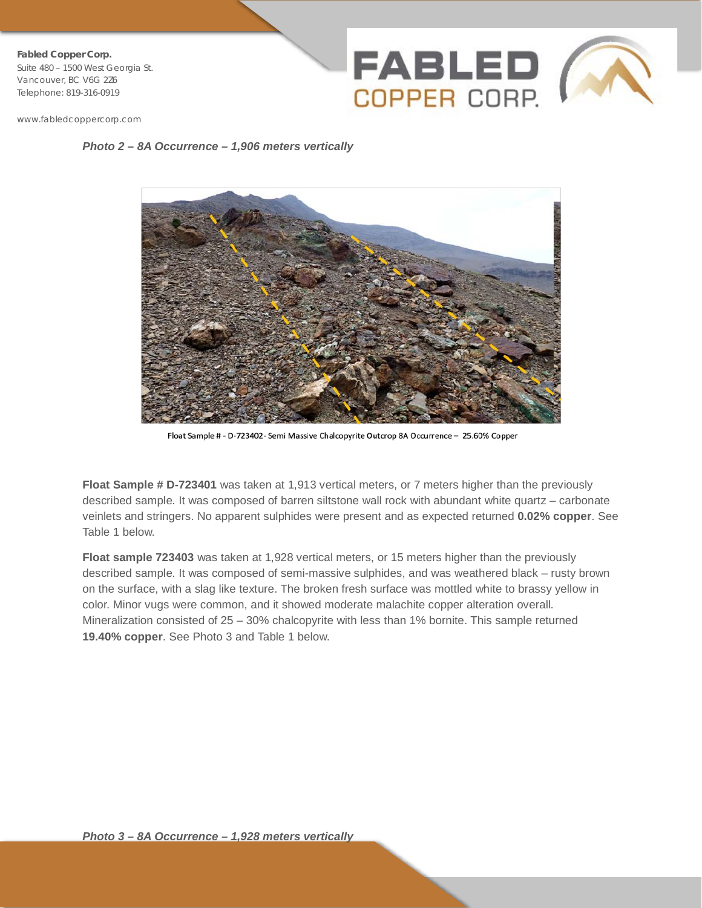*Photo 2 – 8A Occurrence – 1,906 meters vertically*

Float Sample # - D-723402 - Semi Massive Chalcopyrite Outcrop 8A Occurrence – 25.60% Copper

**Float Sample # D-723401** was taken at 1,913 vertical meters, or 7 meters higher than the previously described sample. It was composed of barren siltstone wall rock with abundant white quartz – carbonate veinlets and stringers. No apparent sulphides were present and as expected returned **0.02% copper**. See Table 1 below.

**Float sample 723403** was taken at 1,928 vertical meters, or 15 meters higher than the previously described sample. It was composed of semi-massive sulphides, and was weathered black – rusty brown on the surface, with a slag like texture. The broken fresh surface was mottled white to brassy yellow in color. Minor vugs were common, and it showed moderate malachite copper alteration overall. Mineralization consisted of 25 – 30% chalcopyrite with less than 1% bornite. This sample returned **19.40% copper**. See Photo 3 and Table 1 below.

*Photo 3 – 8A Occurrence – 1,928 meters vertically*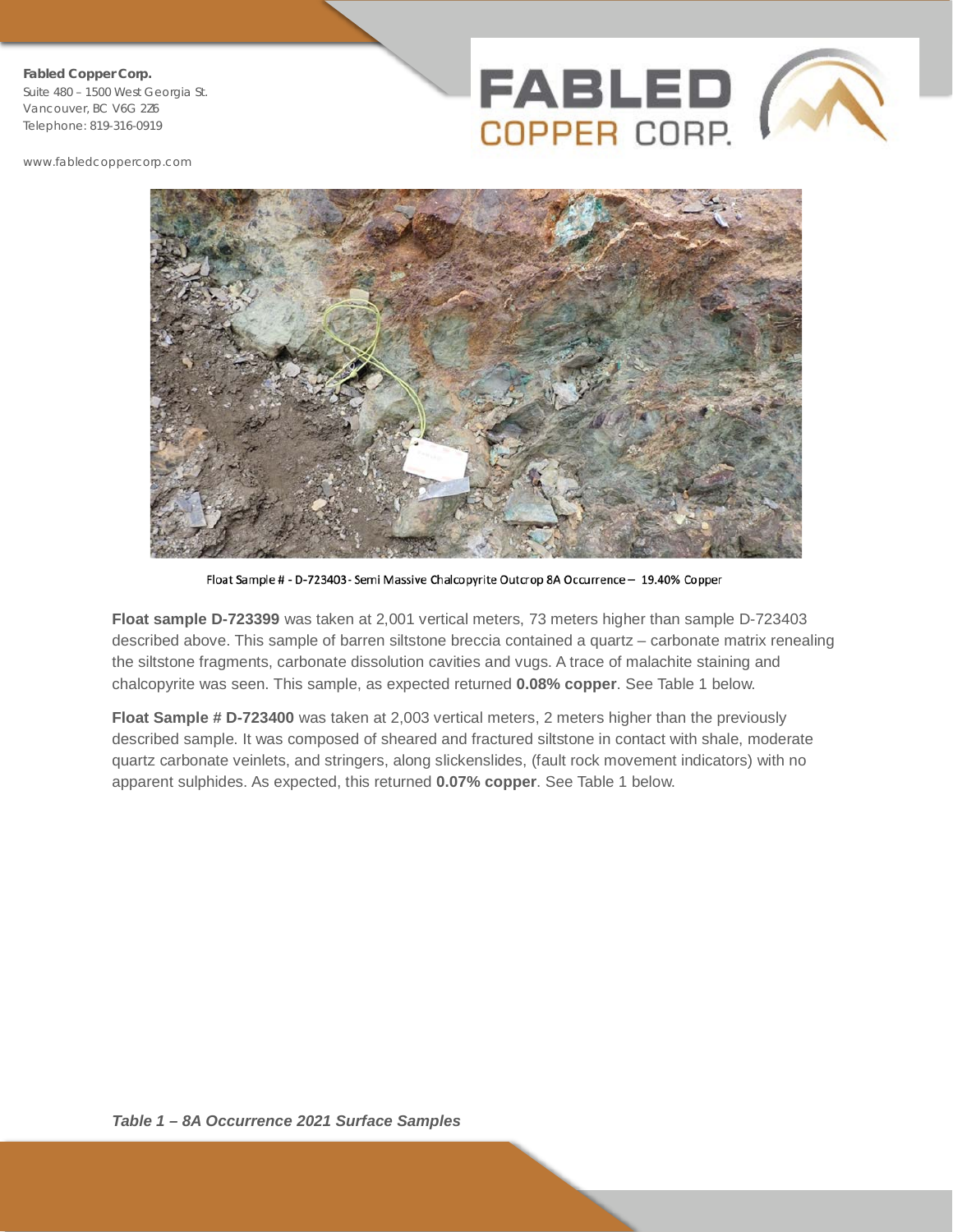Float Sample # - D-723403 - Semi Massive Chalcopyrite Outcrop 8A Occurrence – 19.40% Copper

**Float sample D-723399** was taken at 2,001 vertical meters, 73 meters higher than sample D-723403 described above. This sample of barren siltstone breccia contained a quartz – carbonate matrix renealing the siltstone fragments, carbonate dissolution cavities and vugs. A trace of malachite staining and chalcopyrite was seen. This sample, as expected returned **0.08% copper**. See Table 1 below.

**Float Sample # D-723400** was taken at 2,003 vertical meters, 2 meters higher than the previously described sample. It was composed of sheared and fractured siltstone in contact with shale, moderate quartz carbonate veinlets, and stringers, along slickenslides, (fault rock movement indicators) with no apparent sulphides. As expected, this returned **0.07% copper**. See Table 1 below.

***Table 1 – 8A Occurrence 2021 Surface Samples***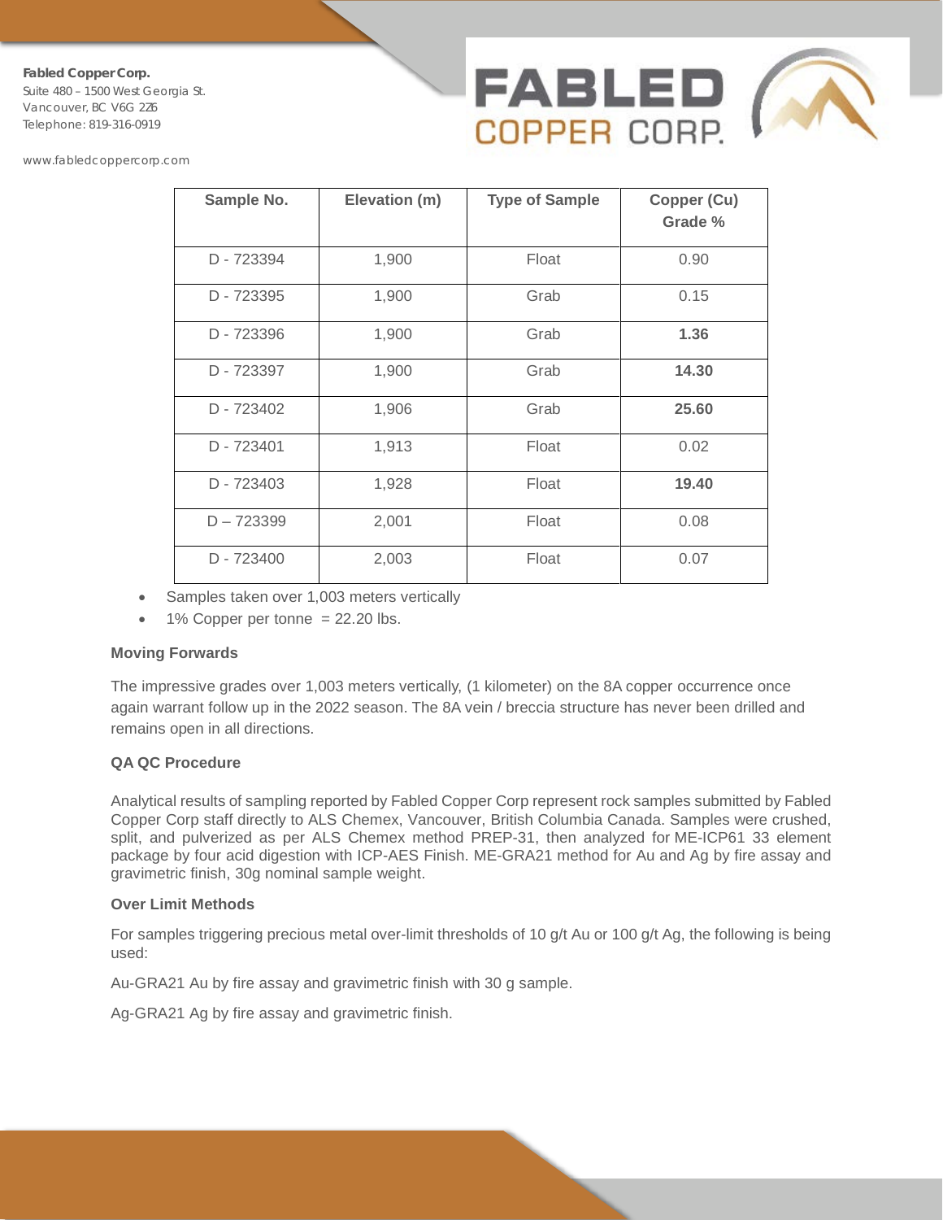| Sample No. | Elevation (m) | Type of Sample | Copper (Cu) Grade % |
|---|---|---|---|
| D - 723394 | 1,900 | Float | 0.90 |
| D - 723395 | 1,900 | Grab | 0.15 |
| D - 723396 | 1,900 | Grab | **1.36** |
| D - 723397 | 1,900 | Grab | **14.30** |
| D - 723402 | 1,906 | Grab | **25.60** |
| D - 723401 | 1,913 | Float | 0.02 |
| D - 723403 | 1,928 | Float | **19.40** |
| D – 723399 | 2,001 | Float | 0.08 |
| D - 723400 | 2,003 | Float | 0.07 |

- Samples taken over 1,003 meters vertically
- 1% Copper per tonne = 22.20 lbs.

**Moving Forwards**

The impressive grades over 1,003 meters vertically, (1 kilometer) on the 8A copper occurrence once again warrant follow up in the 2022 season. The 8A vein / breccia structure has never been drilled and remains open in all directions.

**QA QC Procedure**

Analytical results of sampling reported by Fabled Copper Corp represent rock samples submitted by Fabled Copper Corp staff directly to ALS Chemex, Vancouver, British Columbia Canada. Samples were crushed, split, and pulverized as per ALS Chemex method PREP-31, then analyzed for ME-ICP61 33 element package by four acid digestion with ICP-AES Finish. ME-GRA21 method for Au and Ag by fire assay and gravimetric finish, 30g nominal sample weight.

**Over Limit Methods**

For samples triggering precious metal over-limit thresholds of 10 g/t Au or 100 g/t Ag, the following is being used:

Au-GRA21 Au by fire assay and gravimetric finish with 30 g sample.

Ag-GRA21 Ag by fire assay and gravimetric finish.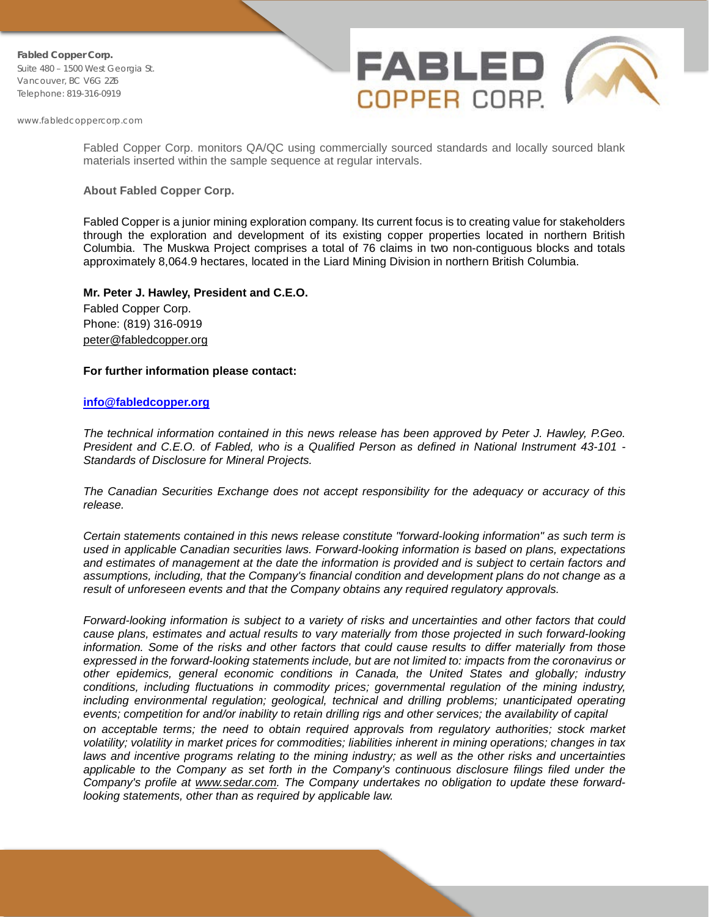Fabled Copper Corp. monitors QA/QC using commercially sourced standards and locally sourced blank materials inserted within the sample sequence at regular intervals.

**About Fabled Copper Corp.**

Fabled Copper is a junior mining exploration company. Its current focus is to creating value for stakeholders through the exploration and development of its existing copper properties located in northern British Columbia. The Muskwa Project comprises a total of 76 claims in two non-contiguous blocks and totals approximately 8,064.9 hectares, located in the Liard Mining Division in northern British Columbia.

**Mr. Peter J. Hawley, President and C.E.O.**
Fabled Copper Corp.
Phone: (819) 316-0919
peter@fabledcopper.org

**For further information please contact:**

**info@fabledcopper.org**

*The technical information contained in this news release has been approved by Peter J. Hawley, P.Geo. President and C.E.O. of Fabled, who is a Qualified Person as defined in National Instrument 43-101 - Standards of Disclosure for Mineral Projects.*

*The Canadian Securities Exchange does not accept responsibility for the adequacy or accuracy of this release.*

*Certain statements contained in this news release constitute "forward-looking information" as such term is used in applicable Canadian securities laws. Forward-looking information is based on plans, expectations and estimates of management at the date the information is provided and is subject to certain factors and assumptions, including, that the Company's financial condition and development plans do not change as a result of unforeseen events and that the Company obtains any required regulatory approvals.*

*Forward-looking information is subject to a variety of risks and uncertainties and other factors that could cause plans, estimates and actual results to vary materially from those projected in such forward-looking information. Some of the risks and other factors that could cause results to differ materially from those expressed in the forward-looking statements include, but are not limited to: impacts from the coronavirus or other epidemics, general economic conditions in Canada, the United States and globally; industry conditions, including fluctuations in commodity prices; governmental regulation of the mining industry, including environmental regulation; geological, technical and drilling problems; unanticipated operating events; competition for and/or inability to retain drilling rigs and other services; the availability of capital on acceptable terms; the need to obtain required approvals from regulatory authorities; stock market volatility; volatility in market prices for commodities; liabilities inherent in mining operations; changes in tax laws and incentive programs relating to the mining industry; as well as the other risks and uncertainties applicable to the Company as set forth in the Company's continuous disclosure filings filed under the Company's profile at www.sedar.com. The Company undertakes no obligation to update these forward-looking statements, other than as required by applicable law.*